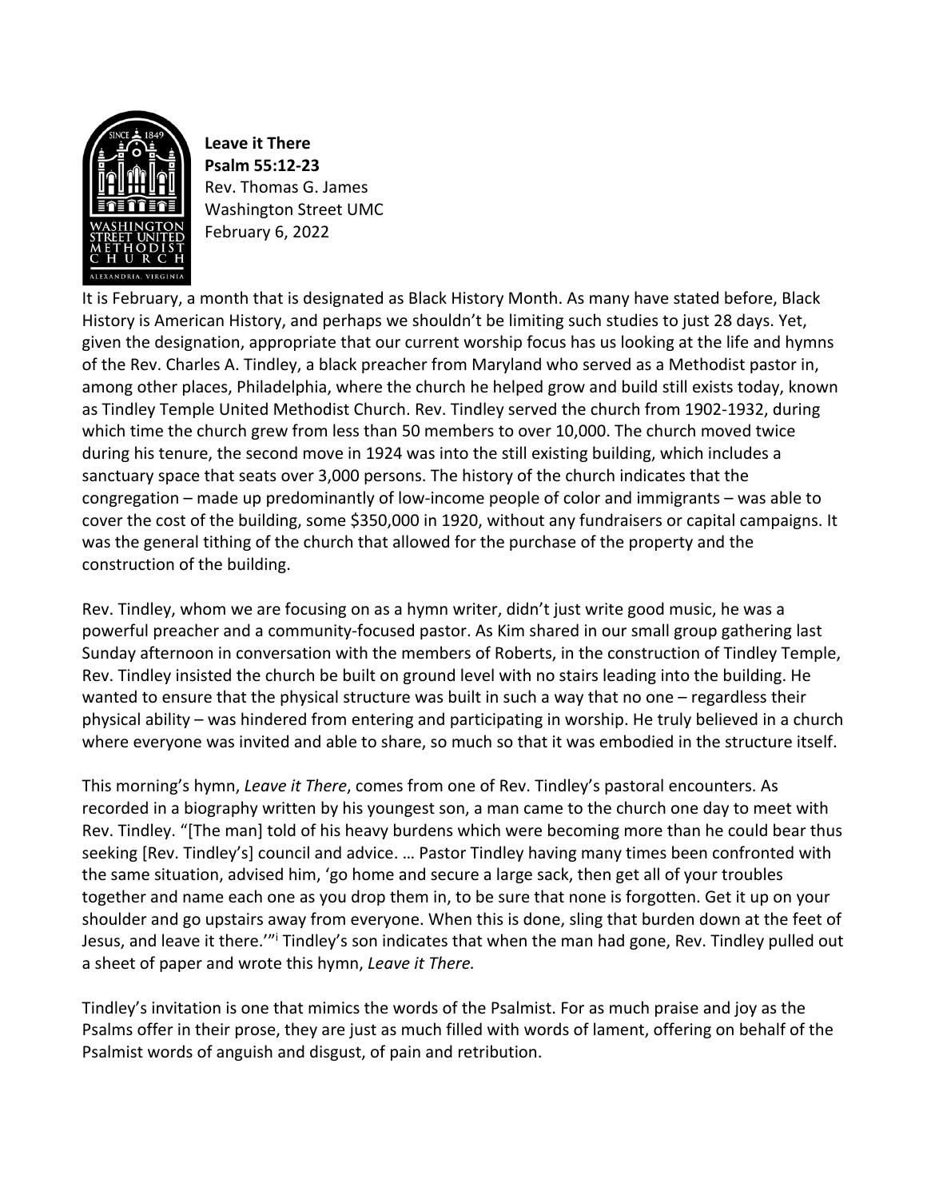**Leave it There**
**Psalm 55:12-23**
Rev. Thomas G. James
Washington Street UMC
February 6, 2022

It is February, a month that is designated as Black History Month. As many have stated before, Black History is American History, and perhaps we shouldn't be limiting such studies to just 28 days. Yet, given the designation, appropriate that our current worship focus has us looking at the life and hymns of the Rev. Charles A. Tindley, a black preacher from Maryland who served as a Methodist pastor in, among other places, Philadelphia, where the church he helped grow and build still exists today, known as Tindley Temple United Methodist Church. Rev. Tindley served the church from 1902-1932, during which time the church grew from less than 50 members to over 10,000. The church moved twice during his tenure, the second move in 1924 was into the still existing building, which includes a sanctuary space that seats over 3,000 persons. The history of the church indicates that the congregation – made up predominantly of low-income people of color and immigrants – was able to cover the cost of the building, some $350,000 in 1920, without any fundraisers or capital campaigns. It was the general tithing of the church that allowed for the purchase of the property and the construction of the building.

Rev. Tindley, whom we are focusing on as a hymn writer, didn't just write good music, he was a powerful preacher and a community-focused pastor. As Kim shared in our small group gathering last Sunday afternoon in conversation with the members of Roberts, in the construction of Tindley Temple, Rev. Tindley insisted the church be built on ground level with no stairs leading into the building. He wanted to ensure that the physical structure was built in such a way that no one – regardless their physical ability – was hindered from entering and participating in worship. He truly believed in a church where everyone was invited and able to share, so much so that it was embodied in the structure itself.

This morning's hymn, *Leave it There*, comes from one of Rev. Tindley's pastoral encounters. As recorded in a biography written by his youngest son, a man came to the church one day to meet with Rev. Tindley. "[The man] told of his heavy burdens which were becoming more than he could bear thus seeking [Rev. Tindley's] council and advice. … Pastor Tindley having many times been confronted with the same situation, advised him, 'go home and secure a large sack, then get all of your troubles together and name each one as you drop them in, to be sure that none is forgotten. Get it up on your shoulder and go upstairs away from everyone. When this is done, sling that burden down at the feet of Jesus, and leave it there.'"[i] Tindley's son indicates that when the man had gone, Rev. Tindley pulled out a sheet of paper and wrote this hymn, *Leave it There.*

Tindley's invitation is one that mimics the words of the Psalmist. For as much praise and joy as the Psalms offer in their prose, they are just as much filled with words of lament, offering on behalf of the Psalmist words of anguish and disgust, of pain and retribution.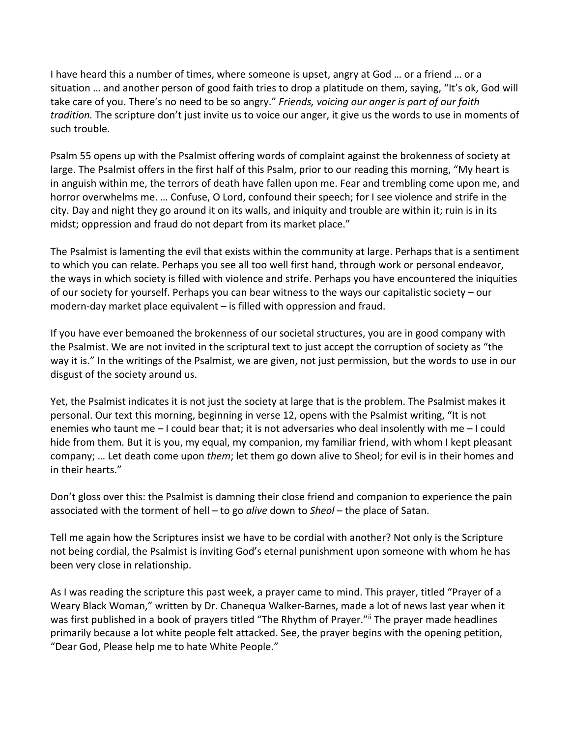I have heard this a number of times, where someone is upset, angry at God … or a friend … or a situation … and another person of good faith tries to drop a platitude on them, saying, "It's ok, God will take care of you. There's no need to be so angry." *Friends, voicing our anger is part of our faith tradition.* The scripture don't just invite us to voice our anger, it give us the words to use in moments of such trouble.

Psalm 55 opens up with the Psalmist offering words of complaint against the brokenness of society at large. The Psalmist offers in the first half of this Psalm, prior to our reading this morning, "My heart is in anguish within me, the terrors of death have fallen upon me. Fear and trembling come upon me, and horror overwhelms me. … Confuse, O Lord, confound their speech; for I see violence and strife in the city. Day and night they go around it on its walls, and iniquity and trouble are within it; ruin is in its midst; oppression and fraud do not depart from its market place."

The Psalmist is lamenting the evil that exists within the community at large. Perhaps that is a sentiment to which you can relate. Perhaps you see all too well first hand, through work or personal endeavor, the ways in which society is filled with violence and strife. Perhaps you have encountered the iniquities of our society for yourself. Perhaps you can bear witness to the ways our capitalistic society – our modern-day market place equivalent – is filled with oppression and fraud.

If you have ever bemoaned the brokenness of our societal structures, you are in good company with the Psalmist. We are not invited in the scriptural text to just accept the corruption of society as "the way it is." In the writings of the Psalmist, we are given, not just permission, but the words to use in our disgust of the society around us.

Yet, the Psalmist indicates it is not just the society at large that is the problem. The Psalmist makes it personal. Our text this morning, beginning in verse 12, opens with the Psalmist writing, "It is not enemies who taunt me – I could bear that; it is not adversaries who deal insolently with me – I could hide from them. But it is you, my equal, my companion, my familiar friend, with whom I kept pleasant company; … Let death come upon *them*; let them go down alive to Sheol; for evil is in their homes and in their hearts."

Don't gloss over this: the Psalmist is damning their close friend and companion to experience the pain associated with the torment of hell – to go *alive* down to *Sheol* – the place of Satan.

Tell me again how the Scriptures insist we have to be cordial with another? Not only is the Scripture not being cordial, the Psalmist is inviting God's eternal punishment upon someone with whom he has been very close in relationship.

As I was reading the scripture this past week, a prayer came to mind. This prayer, titled "Prayer of a Weary Black Woman," written by Dr. Chanequa Walker-Barnes, made a lot of news last year when it was first published in a book of prayers titled "The Rhythm of Prayer."[ii] The prayer made headlines primarily because a lot white people felt attacked. See, the prayer begins with the opening petition, "Dear God, Please help me to hate White People."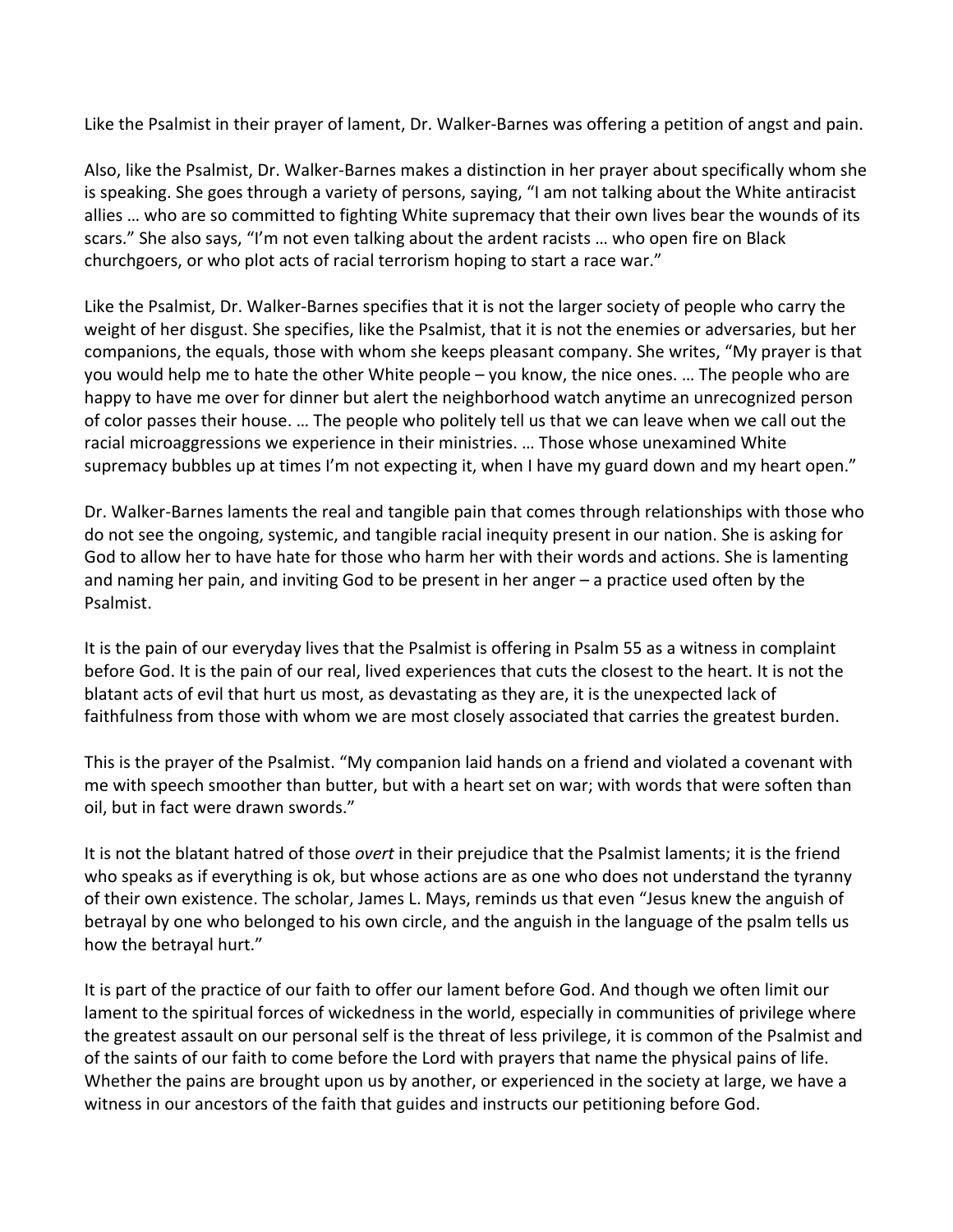Like the Psalmist in their prayer of lament, Dr. Walker-Barnes was offering a petition of angst and pain.

Also, like the Psalmist, Dr. Walker-Barnes makes a distinction in her prayer about specifically whom she is speaking. She goes through a variety of persons, saying, "I am not talking about the White antiracist allies … who are so committed to fighting White supremacy that their own lives bear the wounds of its scars." She also says, "I'm not even talking about the ardent racists … who open fire on Black churchgoers, or who plot acts of racial terrorism hoping to start a race war."

Like the Psalmist, Dr. Walker-Barnes specifies that it is not the larger society of people who carry the weight of her disgust. She specifies, like the Psalmist, that it is not the enemies or adversaries, but her companions, the equals, those with whom she keeps pleasant company. She writes, "My prayer is that you would help me to hate the other White people – you know, the nice ones. … The people who are happy to have me over for dinner but alert the neighborhood watch anytime an unrecognized person of color passes their house. … The people who politely tell us that we can leave when we call out the racial microaggressions we experience in their ministries. … Those whose unexamined White supremacy bubbles up at times I'm not expecting it, when I have my guard down and my heart open."

Dr. Walker-Barnes laments the real and tangible pain that comes through relationships with those who do not see the ongoing, systemic, and tangible racial inequity present in our nation. She is asking for God to allow her to have hate for those who harm her with their words and actions. She is lamenting and naming her pain, and inviting God to be present in her anger – a practice used often by the Psalmist.

It is the pain of our everyday lives that the Psalmist is offering in Psalm 55 as a witness in complaint before God. It is the pain of our real, lived experiences that cuts the closest to the heart. It is not the blatant acts of evil that hurt us most, as devastating as they are, it is the unexpected lack of faithfulness from those with whom we are most closely associated that carries the greatest burden.

This is the prayer of the Psalmist. "My companion laid hands on a friend and violated a covenant with me with speech smoother than butter, but with a heart set on war; with words that were soften than oil, but in fact were drawn swords."

It is not the blatant hatred of those *overt* in their prejudice that the Psalmist laments; it is the friend who speaks as if everything is ok, but whose actions are as one who does not understand the tyranny of their own existence. The scholar, James L. Mays, reminds us that even "Jesus knew the anguish of betrayal by one who belonged to his own circle, and the anguish in the language of the psalm tells us how the betrayal hurt."

It is part of the practice of our faith to offer our lament before God. And though we often limit our lament to the spiritual forces of wickedness in the world, especially in communities of privilege where the greatest assault on our personal self is the threat of less privilege, it is common of the Psalmist and of the saints of our faith to come before the Lord with prayers that name the physical pains of life. Whether the pains are brought upon us by another, or experienced in the society at large, we have a witness in our ancestors of the faith that guides and instructs our petitioning before God.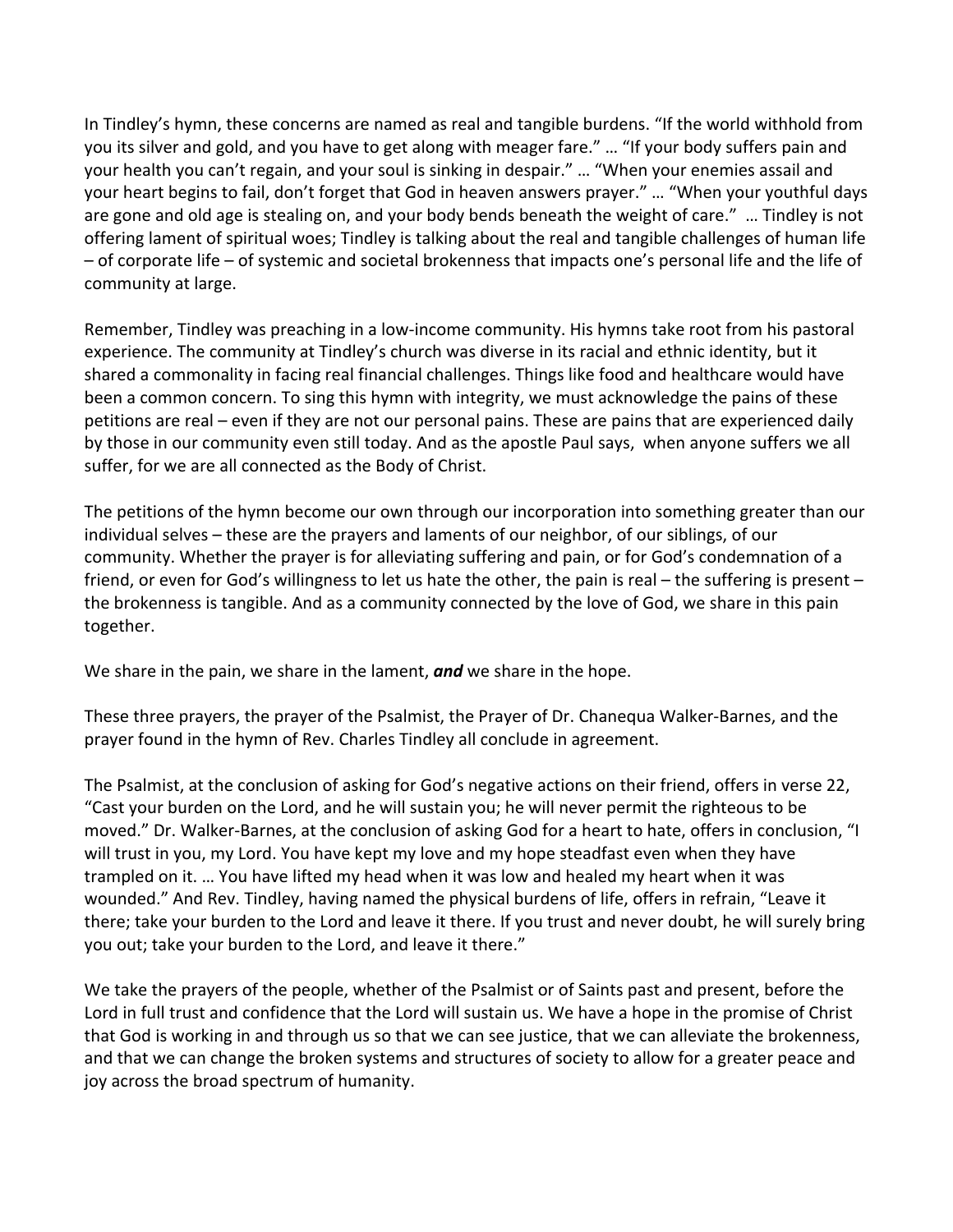In Tindley's hymn, these concerns are named as real and tangible burdens. "If the world withhold from you its silver and gold, and you have to get along with meager fare." … "If your body suffers pain and your health you can't regain, and your soul is sinking in despair." … "When your enemies assail and your heart begins to fail, don't forget that God in heaven answers prayer." … "When your youthful days are gone and old age is stealing on, and your body bends beneath the weight of care." … Tindley is not offering lament of spiritual woes; Tindley is talking about the real and tangible challenges of human life – of corporate life – of systemic and societal brokenness that impacts one's personal life and the life of community at large.

Remember, Tindley was preaching in a low-income community. His hymns take root from his pastoral experience. The community at Tindley's church was diverse in its racial and ethnic identity, but it shared a commonality in facing real financial challenges. Things like food and healthcare would have been a common concern. To sing this hymn with integrity, we must acknowledge the pains of these petitions are real – even if they are not our personal pains. These are pains that are experienced daily by those in our community even still today. And as the apostle Paul says, when anyone suffers we all suffer, for we are all connected as the Body of Christ.

The petitions of the hymn become our own through our incorporation into something greater than our individual selves – these are the prayers and laments of our neighbor, of our siblings, of our community. Whether the prayer is for alleviating suffering and pain, or for God's condemnation of a friend, or even for God's willingness to let us hate the other, the pain is real – the suffering is present – the brokenness is tangible. And as a community connected by the love of God, we share in this pain together.

We share in the pain, we share in the lament, ***and*** we share in the hope.

These three prayers, the prayer of the Psalmist, the Prayer of Dr. Chanequa Walker-Barnes, and the prayer found in the hymn of Rev. Charles Tindley all conclude in agreement.

The Psalmist, at the conclusion of asking for God's negative actions on their friend, offers in verse 22, "Cast your burden on the Lord, and he will sustain you; he will never permit the righteous to be moved." Dr. Walker-Barnes, at the conclusion of asking God for a heart to hate, offers in conclusion, "I will trust in you, my Lord. You have kept my love and my hope steadfast even when they have trampled on it. … You have lifted my head when it was low and healed my heart when it was wounded." And Rev. Tindley, having named the physical burdens of life, offers in refrain, "Leave it there; take your burden to the Lord and leave it there. If you trust and never doubt, he will surely bring you out; take your burden to the Lord, and leave it there."

We take the prayers of the people, whether of the Psalmist or of Saints past and present, before the Lord in full trust and confidence that the Lord will sustain us. We have a hope in the promise of Christ that God is working in and through us so that we can see justice, that we can alleviate the brokenness, and that we can change the broken systems and structures of society to allow for a greater peace and joy across the broad spectrum of humanity.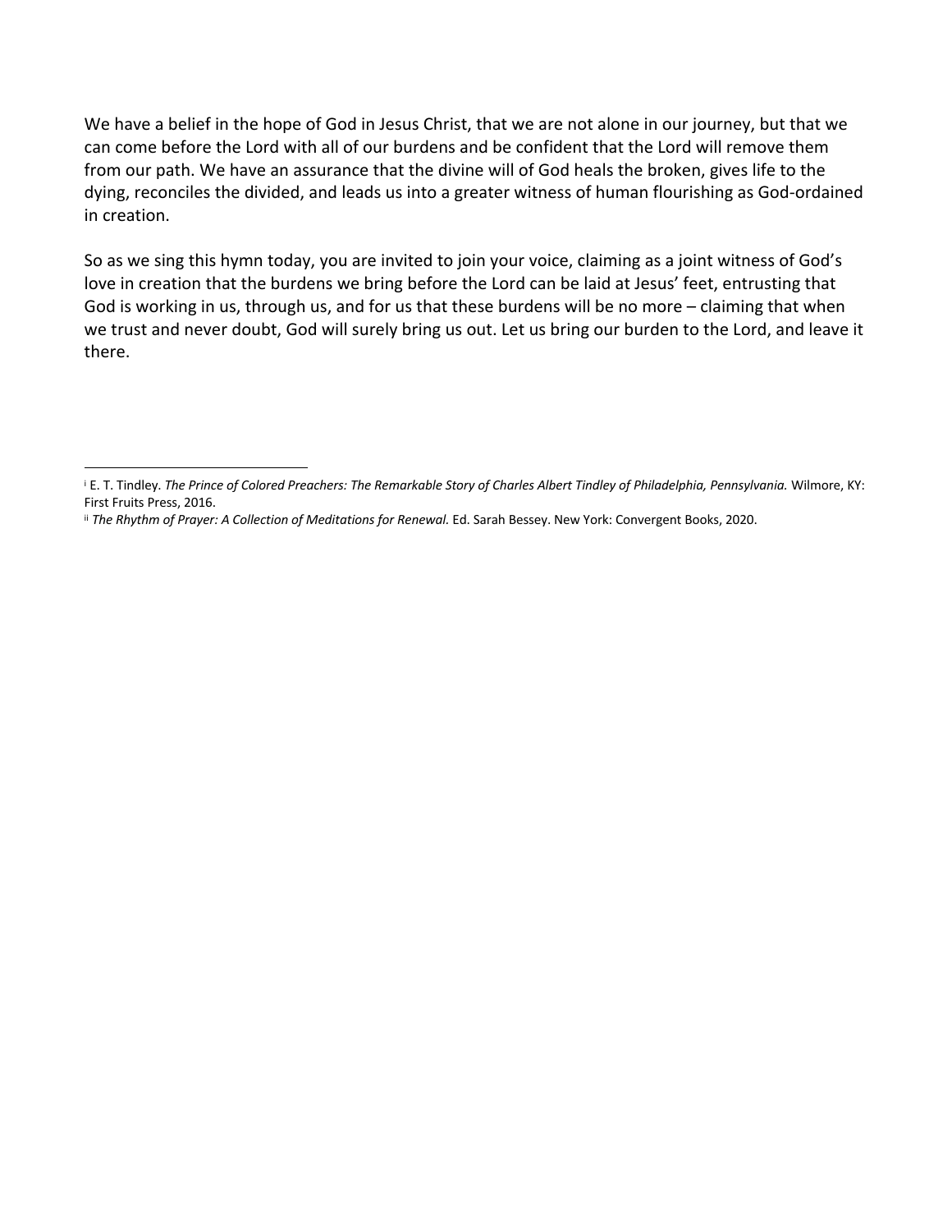We have a belief in the hope of God in Jesus Christ, that we are not alone in our journey, but that we can come before the Lord with all of our burdens and be confident that the Lord will remove them from our path. We have an assurance that the divine will of God heals the broken, gives life to the dying, reconciles the divided, and leads us into a greater witness of human flourishing as God-ordained in creation.

So as we sing this hymn today, you are invited to join your voice, claiming as a joint witness of God's love in creation that the burdens we bring before the Lord can be laid at Jesus' feet, entrusting that God is working in us, through us, and for us that these burdens will be no more – claiming that when we trust and never doubt, God will surely bring us out. Let us bring our burden to the Lord, and leave it there.

---

[i] E. T. Tindley. *The Prince of Colored Preachers: The Remarkable Story of Charles Albert Tindley of Philadelphia, Pennsylvania.* Wilmore, KY: First Fruits Press, 2016.

[ii] *The Rhythm of Prayer: A Collection of Meditations for Renewal.* Ed. Sarah Bessey. New York: Convergent Books, 2020.